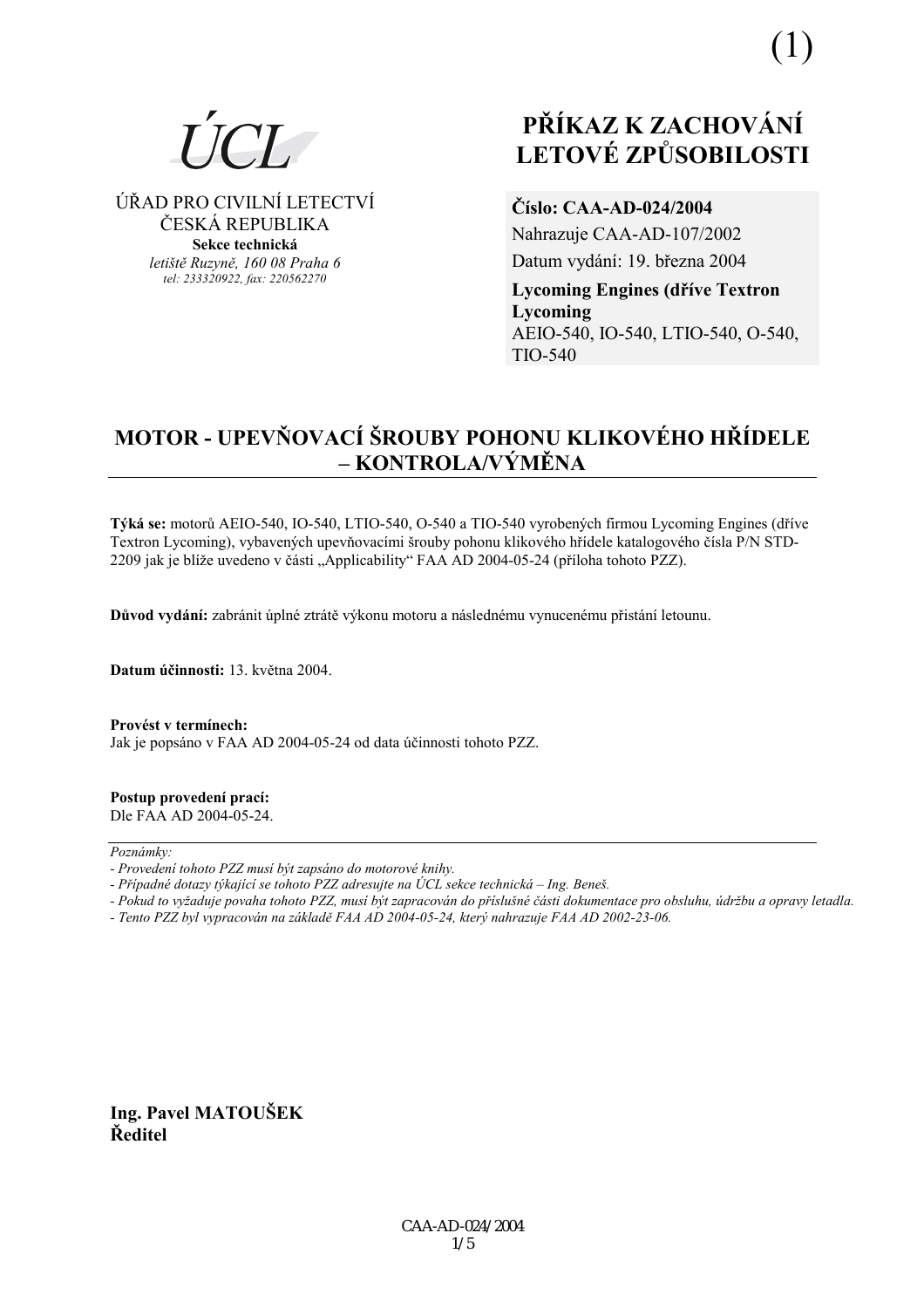(1)

ÚCL

ÚŘAD PRO CIVILNÍ LETECTVÍ
ČESKÁ REPUBLIKA
**Sekce technická**
*letiště Ruzyně, 160 08 Praha 6*
*tel: 233320922, fax: 220562270*

# PŘÍKAZ K ZACHOVÁNÍ LETOVÉ ZPŮSOBILOSTI

**Číslo: CAA-AD-024/2004**
Nahrazuje CAA-AD-107/2002
Datum vydání: 19. března 2004
**Lycoming Engines (dříve Textron Lycoming**
AEIO-540, IO-540, LTIO-540, O-540, TIO-540

## MOTOR - UPEVŇOVACÍ ŠROUBY POHONU KLIKOVÉHO HŘÍDELE – KONTROLA/VÝMĚNA

**Týká se:** motorů AEIO-540, IO-540, LTIO-540, O-540 a TIO-540 vyrobených firmou Lycoming Engines (dříve Textron Lycoming), vybavených upevňovacími šrouby pohonu klikového hřídele katalogového čísla P/N STD-2209 jak je blíže uvedeno v části „Applicability" FAA AD 2004-05-24 (příloha tohoto PZZ).

**Důvod vydání:** zabránit úplné ztrátě výkonu motoru a následnému vynucenému přistání letounu.

**Datum účinnosti:** 13. května 2004.

**Provést v termínech:**
Jak je popsáno v FAA AD 2004-05-24 od data účinnosti tohoto PZZ.

**Postup provedení prací:**
Dle FAA AD 2004-05-24.

*Poznámky:*
*- Provedení tohoto PZZ musí být zapsáno do motorové knihy.*
*- Případné dotazy týkající se tohoto PZZ adresujte na ÚCL sekce technická – Ing. Beneš.*
*- Pokud to vyžaduje povaha tohoto PZZ, musí být zapracován do příslušné části dokumentace pro obsluhu, údržbu a opravy letadla.*
*- Tento PZZ byl vypracován na základě FAA AD 2004-05-24, který nahrazuje FAA AD 2002-23-06.*

**Ing. Pavel MATOUŠEK**
**Ředitel**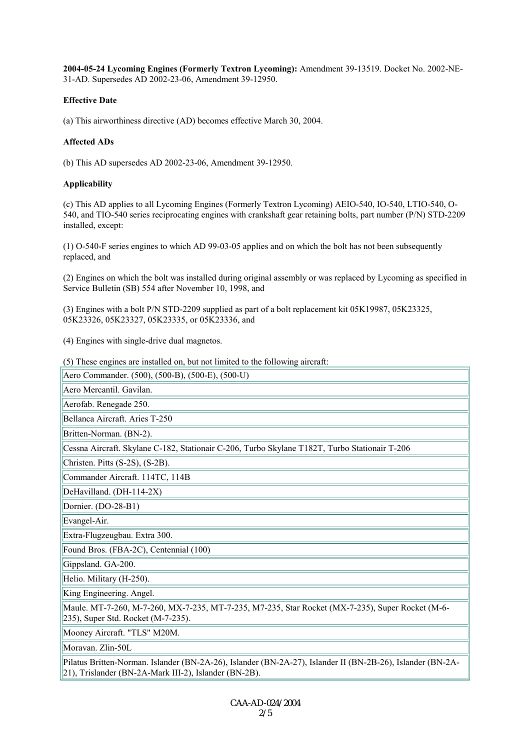**2004-05-24 Lycoming Engines (Formerly Textron Lycoming):** Amendment 39-13519. Docket No. 2002-NE-31-AD. Supersedes AD 2002-23-06, Amendment 39-12950.

**Effective Date**

(a) This airworthiness directive (AD) becomes effective March 30, 2004.

**Affected ADs**

(b) This AD supersedes AD 2002-23-06, Amendment 39-12950.

**Applicability**

(c) This AD applies to all Lycoming Engines (Formerly Textron Lycoming) AEIO-540, IO-540, LTIO-540, O-540, and TIO-540 series reciprocating engines with crankshaft gear retaining bolts, part number (P/N) STD-2209 installed, except:

(1) O-540-F series engines to which AD 99-03-05 applies and on which the bolt has not been subsequently replaced, and

(2) Engines on which the bolt was installed during original assembly or was replaced by Lycoming as specified in Service Bulletin (SB) 554 after November 10, 1998, and

(3) Engines with a bolt P/N STD-2209 supplied as part of a bolt replacement kit 05K19987, 05K23325, 05K23326, 05K23327, 05K23335, or 05K23336, and

(4) Engines with single-drive dual magnetos.

(5) These engines are installed on, but not limited to the following aircraft:

| |
|---|
| Aero Commander. (500), (500-B), (500-E), (500-U) |
| Aero Mercantil. Gavilan. |
| Aerofab. Renegade 250. |
| Bellanca Aircraft. Aries T-250 |
| Britten-Norman. (BN-2). |
| Cessna Aircraft. Skylane C-182, Stationair C-206, Turbo Skylane T182T, Turbo Stationair T-206 |
| Christen. Pitts (S-2S), (S-2B). |
| Commander Aircraft. 114TC, 114B |
| DeHavilland. (DH-114-2X) |
| Dornier. (DO-28-B1) |
| Evangel-Air. |
| Extra-Flugzeugbau. Extra 300. |
| Found Bros. (FBA-2C), Centennial (100) |
| Gippsland. GA-200. |
| Helio. Military (H-250). |
| King Engineering. Angel. |
| Maule. MT-7-260, M-7-260, MX-7-235, MT-7-235, M7-235, Star Rocket (MX-7-235), Super Rocket (M-6-235), Super Std. Rocket (M-7-235). |
| Mooney Aircraft. "TLS" M20M. |
| Moravan. Zlin-50L |
| Pilatus Britten-Norman. Islander (BN-2A-26), Islander (BN-2A-27), Islander II (BN-2B-26), Islander (BN-2A-21), Trislander (BN-2A-Mark III-2), Islander (BN-2B). |

CAA-AD-024/2004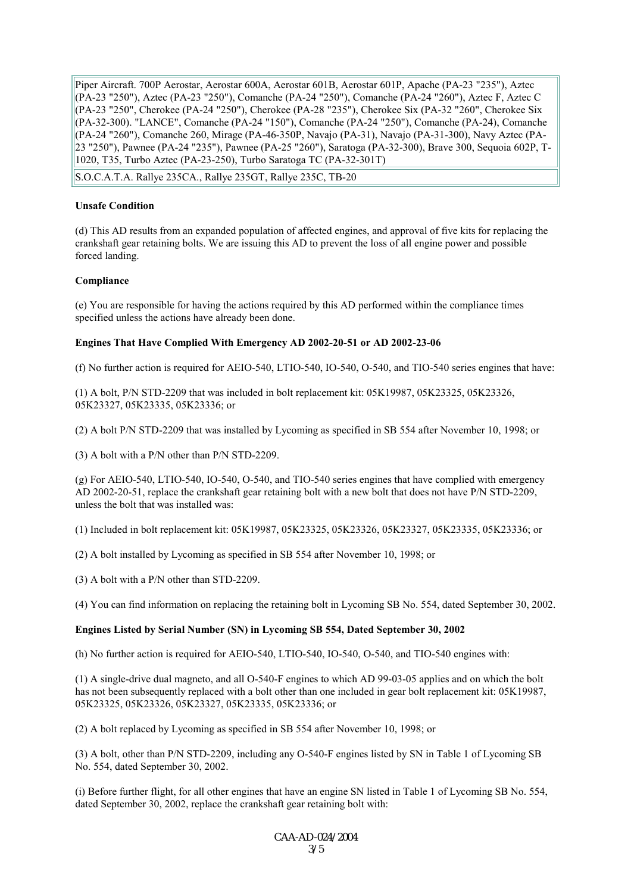| |
|---|
| Piper Aircraft. 700P Aerostar, Aerostar 600A, Aerostar 601B, Aerostar 601P, Apache (PA-23 "235"), Aztec (PA-23 "250"), Aztec (PA-23 "250"), Comanche (PA-24 "250"), Comanche (PA-24 "260"), Aztec F, Aztec C (PA-23 "250", Cherokee (PA-24 "250"), Cherokee (PA-28 "235"), Cherokee Six (PA-32 "260", Cherokee Six (PA-32-300). "LANCE", Comanche (PA-24 "150"), Comanche (PA-24 "250"), Comanche (PA-24), Comanche (PA-24 "260"), Comanche 260, Mirage (PA-46-350P, Navajo (PA-31), Navajo (PA-31-300), Navy Aztec (PA-23 "250"), Pawnee (PA-24 "235"), Pawnee (PA-25 "260"), Saratoga (PA-32-300), Brave 300, Sequoia 602P, T-1020, T35, Turbo Aztec (PA-23-250), Turbo Saratoga TC (PA-32-301T) |
| S.O.C.A.T.A. Rallye 235CA., Rallye 235GT, Rallye 235C, TB-20 |

**Unsafe Condition**

(d) This AD results from an expanded population of affected engines, and approval of five kits for replacing the crankshaft gear retaining bolts. We are issuing this AD to prevent the loss of all engine power and possible forced landing.

**Compliance**

(e) You are responsible for having the actions required by this AD performed within the compliance times specified unless the actions have already been done.

**Engines That Have Complied With Emergency AD 2002-20-51 or AD 2002-23-06**

(f) No further action is required for AEIO-540, LTIO-540, IO-540, O-540, and TIO-540 series engines that have:

(1) A bolt, P/N STD-2209 that was included in bolt replacement kit: 05K19987, 05K23325, 05K23326, 05K23327, 05K23335, 05K23336; or

(2) A bolt P/N STD-2209 that was installed by Lycoming as specified in SB 554 after November 10, 1998; or

(3) A bolt with a P/N other than P/N STD-2209.

(g) For AEIO-540, LTIO-540, IO-540, O-540, and TIO-540 series engines that have complied with emergency AD 2002-20-51, replace the crankshaft gear retaining bolt with a new bolt that does not have P/N STD-2209, unless the bolt that was installed was:

(1) Included in bolt replacement kit: 05K19987, 05K23325, 05K23326, 05K23327, 05K23335, 05K23336; or

(2) A bolt installed by Lycoming as specified in SB 554 after November 10, 1998; or

(3) A bolt with a P/N other than STD-2209.

(4) You can find information on replacing the retaining bolt in Lycoming SB No. 554, dated September 30, 2002.

**Engines Listed by Serial Number (SN) in Lycoming SB 554, Dated September 30, 2002**

(h) No further action is required for AEIO-540, LTIO-540, IO-540, O-540, and TIO-540 engines with:

(1) A single-drive dual magneto, and all O-540-F engines to which AD 99-03-05 applies and on which the bolt has not been subsequently replaced with a bolt other than one included in gear bolt replacement kit: 05K19987, 05K23325, 05K23326, 05K23327, 05K23335, 05K23336; or

(2) A bolt replaced by Lycoming as specified in SB 554 after November 10, 1998; or

(3) A bolt, other than P/N STD-2209, including any O-540-F engines listed by SN in Table 1 of Lycoming SB No. 554, dated September 30, 2002.

(i) Before further flight, for all other engines that have an engine SN listed in Table 1 of Lycoming SB No. 554, dated September 30, 2002, replace the crankshaft gear retaining bolt with: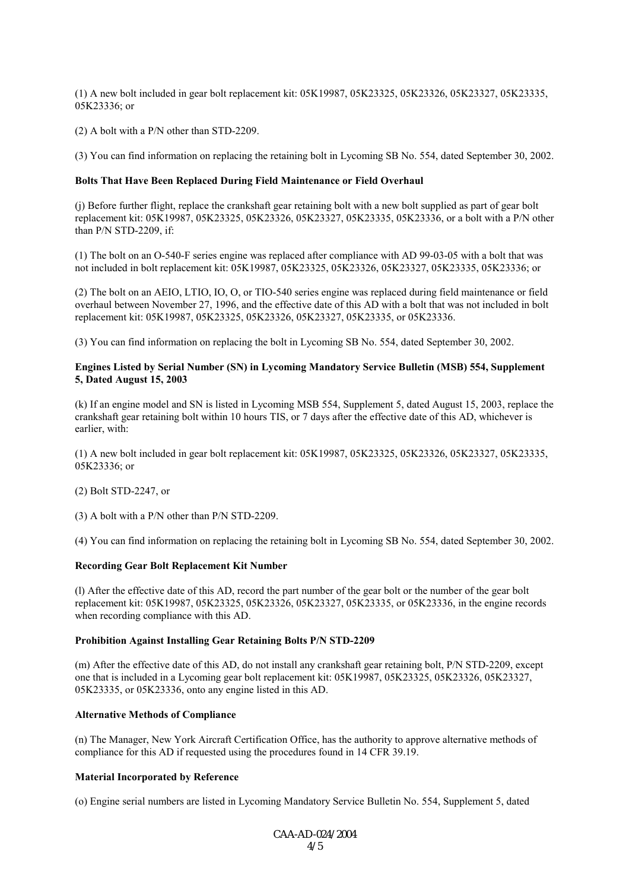(1) A new bolt included in gear bolt replacement kit: 05K19987, 05K23325, 05K23326, 05K23327, 05K23335, 05K23336; or

(2) A bolt with a P/N other than STD-2209.

(3) You can find information on replacing the retaining bolt in Lycoming SB No. 554, dated September 30, 2002.

**Bolts That Have Been Replaced During Field Maintenance or Field Overhaul**

(j) Before further flight, replace the crankshaft gear retaining bolt with a new bolt supplied as part of gear bolt replacement kit: 05K19987, 05K23325, 05K23326, 05K23327, 05K23335, 05K23336, or a bolt with a P/N other than P/N STD-2209, if:

(1) The bolt on an O-540-F series engine was replaced after compliance with AD 99-03-05 with a bolt that was not included in bolt replacement kit: 05K19987, 05K23325, 05K23326, 05K23327, 05K23335, 05K23336; or

(2) The bolt on an AEIO, LTIO, IO, O, or TIO-540 series engine was replaced during field maintenance or field overhaul between November 27, 1996, and the effective date of this AD with a bolt that was not included in bolt replacement kit: 05K19987, 05K23325, 05K23326, 05K23327, 05K23335, or 05K23336.

(3) You can find information on replacing the bolt in Lycoming SB No. 554, dated September 30, 2002.

**Engines Listed by Serial Number (SN) in Lycoming Mandatory Service Bulletin (MSB) 554, Supplement 5, Dated August 15, 2003**

(k) If an engine model and SN is listed in Lycoming MSB 554, Supplement 5, dated August 15, 2003, replace the crankshaft gear retaining bolt within 10 hours TIS, or 7 days after the effective date of this AD, whichever is earlier, with:

(1) A new bolt included in gear bolt replacement kit: 05K19987, 05K23325, 05K23326, 05K23327, 05K23335, 05K23336; or

(2) Bolt STD-2247, or

(3) A bolt with a P/N other than P/N STD-2209.

(4) You can find information on replacing the retaining bolt in Lycoming SB No. 554, dated September 30, 2002.

**Recording Gear Bolt Replacement Kit Number**

(l) After the effective date of this AD, record the part number of the gear bolt or the number of the gear bolt replacement kit: 05K19987, 05K23325, 05K23326, 05K23327, 05K23335, or 05K23336, in the engine records when recording compliance with this AD.

**Prohibition Against Installing Gear Retaining Bolts P/N STD-2209**

(m) After the effective date of this AD, do not install any crankshaft gear retaining bolt, P/N STD-2209, except one that is included in a Lycoming gear bolt replacement kit: 05K19987, 05K23325, 05K23326, 05K23327, 05K23335, or 05K23336, onto any engine listed in this AD.

**Alternative Methods of Compliance**

(n) The Manager, New York Aircraft Certification Office, has the authority to approve alternative methods of compliance for this AD if requested using the procedures found in 14 CFR 39.19.

**Material Incorporated by Reference**

(o) Engine serial numbers are listed in Lycoming Mandatory Service Bulletin No. 554, Supplement 5, dated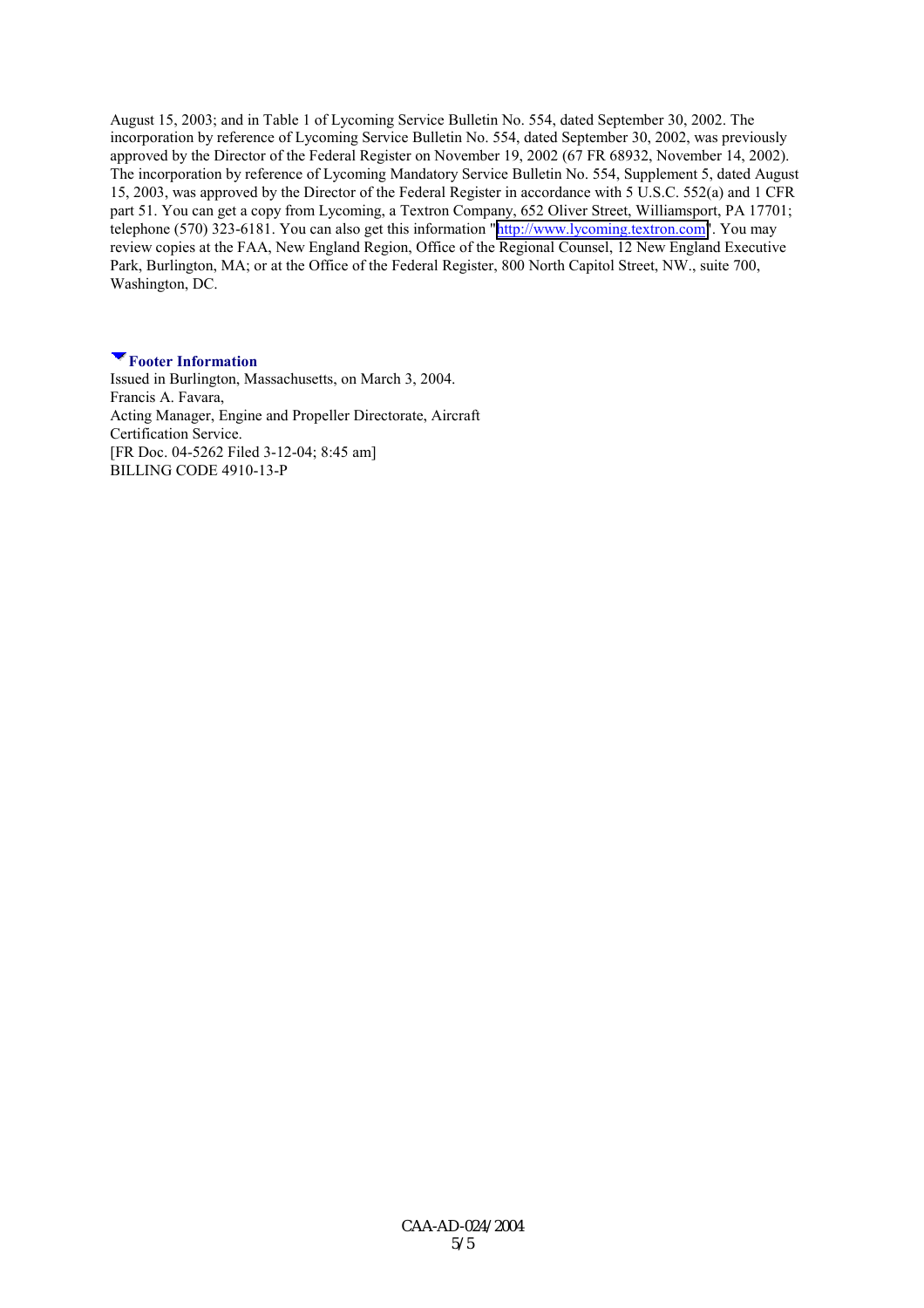August 15, 2003; and in Table 1 of Lycoming Service Bulletin No. 554, dated September 30, 2002. The incorporation by reference of Lycoming Service Bulletin No. 554, dated September 30, 2002, was previously approved by the Director of the Federal Register on November 19, 2002 (67 FR 68932, November 14, 2002). The incorporation by reference of Lycoming Mandatory Service Bulletin No. 554, Supplement 5, dated August 15, 2003, was approved by the Director of the Federal Register in accordance with 5 U.S.C. 552(a) and 1 CFR part 51. You can get a copy from Lycoming, a Textron Company, 652 Oliver Street, Williamsport, PA 17701; telephone (570) 323-6181. You can also get this information "http://www.lycoming.textron.com". You may review copies at the FAA, New England Region, Office of the Regional Counsel, 12 New England Executive Park, Burlington, MA; or at the Office of the Federal Register, 800 North Capitol Street, NW., suite 700, Washington, DC.

**Footer Information**

Issued in Burlington, Massachusetts, on March 3, 2004.
Francis A. Favara,
Acting Manager, Engine and Propeller Directorate, Aircraft Certification Service.
[FR Doc. 04-5262 Filed 3-12-04; 8:45 am]
BILLING CODE 4910-13-P

CAA-AD-024/2004